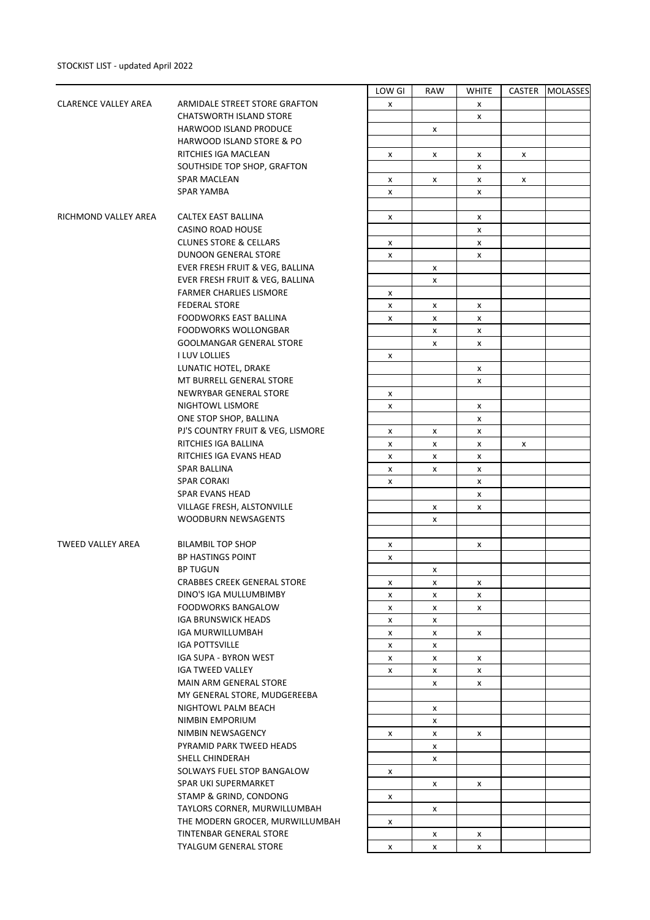STOCKIST LIST - updated April 2022

| | | LOW GI | RAW | WHITE | CASTER | MOLASSES |
|---|---|---|---|---|---|---|
| CLARENCE VALLEY AREA | ARMIDALE STREET STORE GRAFTON | x | | x | | |
| | CHATSWORTH ISLAND STORE | | | x | | |
| | HARWOOD ISLAND PRODUCE | | x | | | |
| | HARWOOD ISLAND STORE & PO | | | | | |
| | RITCHIES IGA MACLEAN | x | x | x | x | |
| | SOUTHSIDE TOP SHOP, GRAFTON | | | x | | |
| | SPAR MACLEAN | x | x | x | x | |
| | SPAR YAMBA | x | | x | | |
| | | | | | | |
| RICHMOND VALLEY AREA | CALTEX EAST BALLINA | x | | x | | |
| | CASINO ROAD HOUSE | | | x | | |
| | CLUNES STORE & CELLARS | x | | x | | |
| | DUNOON GENERAL STORE | x | | x | | |
| | EVER FRESH FRUIT & VEG, BALLINA | | x | | | |
| | EVER FRESH FRUIT & VEG, BALLINA | | x | | | |
| | FARMER CHARLIES LISMORE | x | | | | |
| | FEDERAL STORE | x | x | x | | |
| | FOODWORKS EAST BALLINA | x | x | x | | |
| | FOODWORKS WOLLONGBAR | | x | x | | |
| | GOOLMANGAR GENERAL STORE | | x | x | | |
| | I LUV LOLLIES | x | | | | |
| | LUNATIC HOTEL, DRAKE | | | x | | |
| | MT BURRELL GENERAL STORE | | | x | | |
| | NEWRYBAR GENERAL STORE | x | | | | |
| | NIGHTOWL LISMORE | x | | x | | |
| | ONE STOP SHOP, BALLINA | | | x | | |
| | PJ'S COUNTRY FRUIT & VEG, LISMORE | x | x | x | | |
| | RITCHIES IGA BALLINA | x | x | x | x | |
| | RITCHIES IGA EVANS HEAD | x | x | x | | |
| | SPAR BALLINA | x | x | x | | |
| | SPAR CORAKI | x | | x | | |
| | SPAR EVANS HEAD | | | x | | |
| | VILLAGE FRESH, ALSTONVILLE | | x | x | | |
| | WOODBURN NEWSAGENTS | | x | | | |
| | | | | | | |
| TWEED VALLEY AREA | BILAMBIL TOP SHOP | x | | x | | |
| | BP HASTINGS POINT | x | | | | |
| | BP TUGUN | | x | | | |
| | CRABBES CREEK GENERAL STORE | x | x | x | | |
| | DINO'S IGA MULLUMBIMBY | x | x | x | | |
| | FOODWORKS BANGALOW | x | x | x | | |
| | IGA BRUNSWICK HEADS | x | x | | | |
| | IGA MURWILLUMBAH | x | x | x | | |
| | IGA POTTSVILLE | x | x | | | |
| | IGA SUPA - BYRON WEST | x | x | x | | |
| | IGA TWEED VALLEY | x | x | x | | |
| | MAIN ARM GENERAL STORE | | x | x | | |
| | MY GENERAL STORE, MUDGEREEBA | | | | | |
| | NIGHTOWL PALM BEACH | | x | | | |
| | NIMBIN EMPORIUM | | x | | | |
| | NIMBIN NEWSAGENCY | x | x | x | | |
| | PYRAMID PARK TWEED HEADS | | x | | | |
| | SHELL CHINDERAH | | x | | | |
| | SOLWAYS FUEL STOP BANGALOW | x | | | | |
| | SPAR UKI SUPERMARKET | | x | x | | |
| | STAMP & GRIND, CONDONG | x | | | | |
| | TAYLORS CORNER, MURWILLUMBAH | | x | | | |
| | THE MODERN GROCER, MURWILLUMBAH | x | | | | |
| | TINTENBAR GENERAL STORE | | x | x | | |
| | TYALGUM GENERAL STORE | x | x | x | | |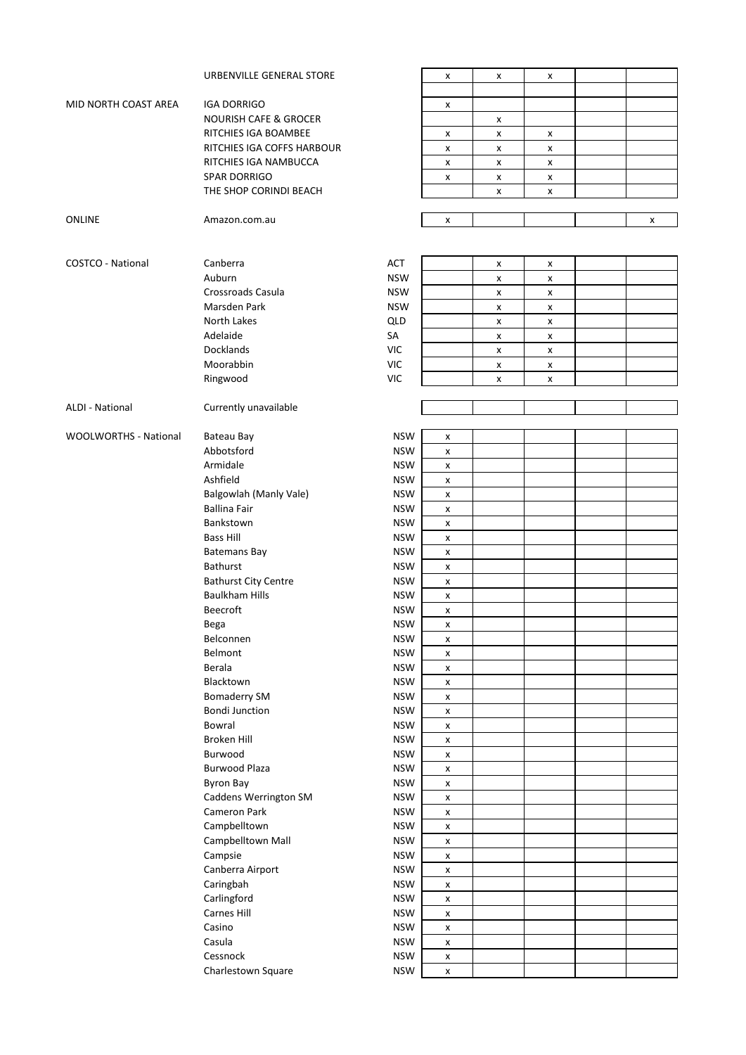| Region | Store | State | | | | | |
|---|---|---|---|---|---|---|---|
| | URBENVILLE GENERAL STORE | | x | x | x | | |
| | | | | | | | |
| MID NORTH COAST AREA | IGA DORRIGO | | x | | | | |
| | NOURISH CAFE & GROCER | | | x | | | |
| | RITCHIES IGA BOAMBEE | | x | x | x | | |
| | RITCHIES IGA COFFS HARBOUR | | x | x | x | | |
| | RITCHIES IGA NAMBUCCA | | x | x | x | | |
| | SPAR DORRIGO | | x | x | x | | |
| | THE SHOP CORINDI BEACH | | | x | x | | |
| | | | | | | | |
| ONLINE | Amazon.com.au | | x | | | | x |
| | | | | | | | |
| COSTCO - National | Canberra | ACT | | x | x | | |
| | Auburn | NSW | | x | x | | |
| | Crossroads Casula | NSW | | x | x | | |
| | Marsden Park | NSW | | x | x | | |
| | North Lakes | QLD | | x | x | | |
| | Adelaide | SA | | x | x | | |
| | Docklands | VIC | | x | x | | |
| | Moorabbin | VIC | | x | x | | |
| | Ringwood | VIC | | x | x | | |
| | | | | | | | |
| ALDI - National | Currently unavailable | | | | | | |
| | | | | | | | |
| WOOLWORTHS - National | Bateau Bay | NSW | x | | | | |
| | Abbotsford | NSW | x | | | | |
| | Armidale | NSW | x | | | | |
| | Ashfield | NSW | x | | | | |
| | Balgowlah (Manly Vale) | NSW | x | | | | |
| | Ballina Fair | NSW | x | | | | |
| | Bankstown | NSW | x | | | | |
| | Bass Hill | NSW | x | | | | |
| | Batemans Bay | NSW | x | | | | |
| | Bathurst | NSW | x | | | | |
| | Bathurst City Centre | NSW | x | | | | |
| | Baulkham Hills | NSW | x | | | | |
| | Beecroft | NSW | x | | | | |
| | Bega | NSW | x | | | | |
| | Belconnen | NSW | x | | | | |
| | Belmont | NSW | x | | | | |
| | Berala | NSW | x | | | | |
| | Blacktown | NSW | x | | | | |
| | Bomaderry SM | NSW | x | | | | |
| | Bondi Junction | NSW | x | | | | |
| | Bowral | NSW | x | | | | |
| | Broken Hill | NSW | x | | | | |
| | Burwood | NSW | x | | | | |
| | Burwood Plaza | NSW | x | | | | |
| | Byron Bay | NSW | x | | | | |
| | Caddens Werrington SM | NSW | x | | | | |
| | Cameron Park | NSW | x | | | | |
| | Campbelltown | NSW | x | | | | |
| | Campbelltown Mall | NSW | x | | | | |
| | Campsie | NSW | x | | | | |
| | Canberra Airport | NSW | x | | | | |
| | Caringbah | NSW | x | | | | |
| | Carlingford | NSW | x | | | | |
| | Carnes Hill | NSW | x | | | | |
| | Casino | NSW | x | | | | |
| | Casula | NSW | x | | | | |
| | Cessnock | NSW | x | | | | |
| | Charlestown Square | NSW | x | | | | |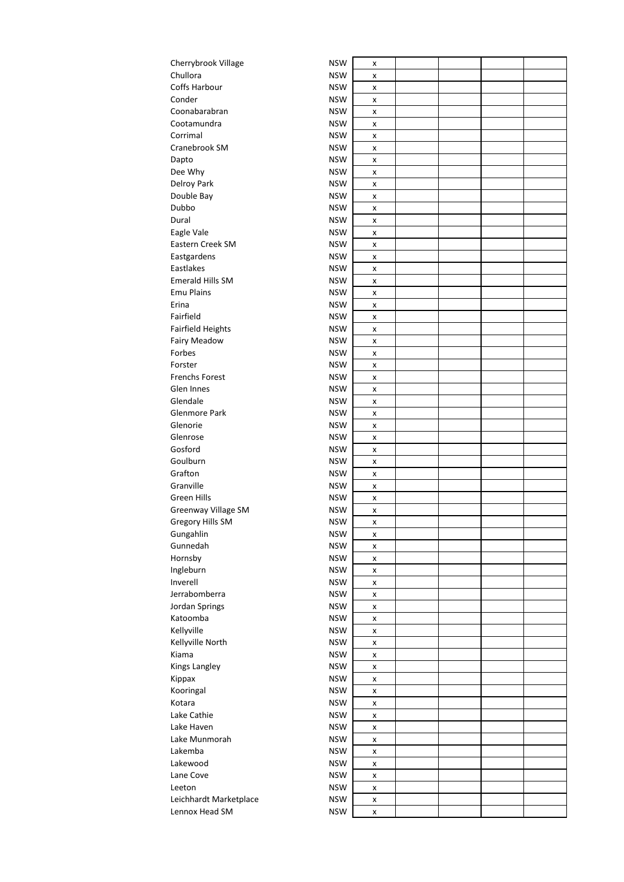| | | | | | | |
|---|---|---|---|---|---|---|
| Cherrybrook Village | NSW | x | | | | |
| Chullora | NSW | x | | | | |
| Coffs Harbour | NSW | x | | | | |
| Conder | NSW | x | | | | |
| Coonabarabran | NSW | x | | | | |
| Cootamundra | NSW | x | | | | |
| Corrimal | NSW | x | | | | |
| Cranebrook SM | NSW | x | | | | |
| Dapto | NSW | x | | | | |
| Dee Why | NSW | x | | | | |
| Delroy Park | NSW | x | | | | |
| Double Bay | NSW | x | | | | |
| Dubbo | NSW | x | | | | |
| Dural | NSW | x | | | | |
| Eagle Vale | NSW | x | | | | |
| Eastern Creek SM | NSW | x | | | | |
| Eastgardens | NSW | x | | | | |
| Eastlakes | NSW | x | | | | |
| Emerald Hills SM | NSW | x | | | | |
| Emu Plains | NSW | x | | | | |
| Erina | NSW | x | | | | |
| Fairfield | NSW | x | | | | |
| Fairfield Heights | NSW | x | | | | |
| Fairy Meadow | NSW | x | | | | |
| Forbes | NSW | x | | | | |
| Forster | NSW | x | | | | |
| Frenchs Forest | NSW | x | | | | |
| Glen Innes | NSW | x | | | | |
| Glendale | NSW | x | | | | |
| Glenmore Park | NSW | x | | | | |
| Glenorie | NSW | x | | | | |
| Glenrose | NSW | x | | | | |
| Gosford | NSW | x | | | | |
| Goulburn | NSW | x | | | | |
| Grafton | NSW | x | | | | |
| Granville | NSW | x | | | | |
| Green Hills | NSW | x | | | | |
| Greenway Village SM | NSW | x | | | | |
| Gregory Hills SM | NSW | x | | | | |
| Gungahlin | NSW | x | | | | |
| Gunnedah | NSW | x | | | | |
| Hornsby | NSW | x | | | | |
| Ingleburn | NSW | x | | | | |
| Inverell | NSW | x | | | | |
| Jerrabomberra | NSW | x | | | | |
| Jordan Springs | NSW | x | | | | |
| Katoomba | NSW | x | | | | |
| Kellyville | NSW | x | | | | |
| Kellyville North | NSW | x | | | | |
| Kiama | NSW | x | | | | |
| Kings Langley | NSW | x | | | | |
| Kippax | NSW | x | | | | |
| Kooringal | NSW | x | | | | |
| Kotara | NSW | x | | | | |
| Lake Cathie | NSW | x | | | | |
| Lake Haven | NSW | x | | | | |
| Lake Munmorah | NSW | x | | | | |
| Lakemba | NSW | x | | | | |
| Lakewood | NSW | x | | | | |
| Lane Cove | NSW | x | | | | |
| Leeton | NSW | x | | | | |
| Leichhardt Marketplace | NSW | x | | | | |
| Lennox Head SM | NSW | x | | | | |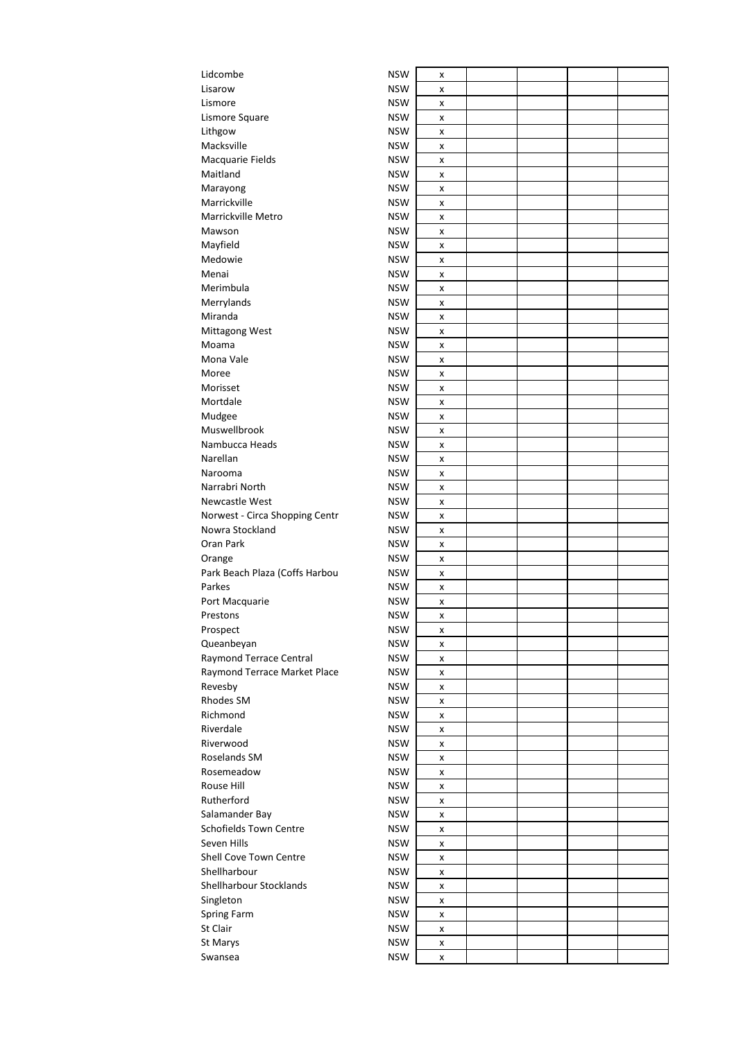| | | | | | | |
|---|---|---|---|---|---|---|
| Lidcombe | NSW | x | | | | |
| Lisarow | NSW | x | | | | |
| Lismore | NSW | x | | | | |
| Lismore Square | NSW | x | | | | |
| Lithgow | NSW | x | | | | |
| Macksville | NSW | x | | | | |
| Macquarie Fields | NSW | x | | | | |
| Maitland | NSW | x | | | | |
| Marayong | NSW | x | | | | |
| Marrickville | NSW | x | | | | |
| Marrickville Metro | NSW | x | | | | |
| Mawson | NSW | x | | | | |
| Mayfield | NSW | x | | | | |
| Medowie | NSW | x | | | | |
| Menai | NSW | x | | | | |
| Merimbula | NSW | x | | | | |
| Merrylands | NSW | x | | | | |
| Miranda | NSW | x | | | | |
| Mittagong West | NSW | x | | | | |
| Moama | NSW | x | | | | |
| Mona Vale | NSW | x | | | | |
| Moree | NSW | x | | | | |
| Morisset | NSW | x | | | | |
| Mortdale | NSW | x | | | | |
| Mudgee | NSW | x | | | | |
| Muswellbrook | NSW | x | | | | |
| Nambucca Heads | NSW | x | | | | |
| Narellan | NSW | x | | | | |
| Narooma | NSW | x | | | | |
| Narrabri North | NSW | x | | | | |
| Newcastle West | NSW | x | | | | |
| Norwest - Circa Shopping Centr | NSW | x | | | | |
| Nowra Stockland | NSW | x | | | | |
| Oran Park | NSW | x | | | | |
| Orange | NSW | x | | | | |
| Park Beach Plaza (Coffs Harbou | NSW | x | | | | |
| Parkes | NSW | x | | | | |
| Port Macquarie | NSW | x | | | | |
| Prestons | NSW | x | | | | |
| Prospect | NSW | x | | | | |
| Queanbeyan | NSW | x | | | | |
| Raymond Terrace Central | NSW | x | | | | |
| Raymond Terrace Market Place | NSW | x | | | | |
| Revesby | NSW | x | | | | |
| Rhodes SM | NSW | x | | | | |
| Richmond | NSW | x | | | | |
| Riverdale | NSW | x | | | | |
| Riverwood | NSW | x | | | | |
| Roselands SM | NSW | x | | | | |
| Rosemeadow | NSW | x | | | | |
| Rouse Hill | NSW | x | | | | |
| Rutherford | NSW | x | | | | |
| Salamander Bay | NSW | x | | | | |
| Schofields Town Centre | NSW | x | | | | |
| Seven Hills | NSW | x | | | | |
| Shell Cove Town Centre | NSW | x | | | | |
| Shellharbour | NSW | x | | | | |
| Shellharbour Stocklands | NSW | x | | | | |
| Singleton | NSW | x | | | | |
| Spring Farm | NSW | x | | | | |
| St Clair | NSW | x | | | | |
| St Marys | NSW | x | | | | |
| Swansea | NSW | x | | | | |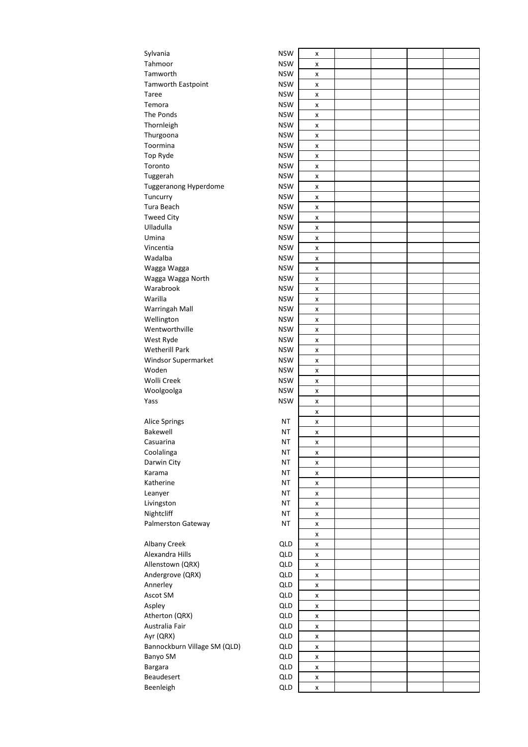| | | | | | | |
|---|---|---|---|---|---|---|
| Sylvania | NSW | x | | | | |
| Tahmoor | NSW | x | | | | |
| Tamworth | NSW | x | | | | |
| Tamworth Eastpoint | NSW | x | | | | |
| Taree | NSW | x | | | | |
| Temora | NSW | x | | | | |
| The Ponds | NSW | x | | | | |
| Thornleigh | NSW | x | | | | |
| Thurgoona | NSW | x | | | | |
| Toormina | NSW | x | | | | |
| Top Ryde | NSW | x | | | | |
| Toronto | NSW | x | | | | |
| Tuggerah | NSW | x | | | | |
| Tuggeranong Hyperdome | NSW | x | | | | |
| Tuncurry | NSW | x | | | | |
| Tura Beach | NSW | x | | | | |
| Tweed City | NSW | x | | | | |
| Ulladulla | NSW | x | | | | |
| Umina | NSW | x | | | | |
| Vincentia | NSW | x | | | | |
| Wadalba | NSW | x | | | | |
| Wagga Wagga | NSW | x | | | | |
| Wagga Wagga North | NSW | x | | | | |
| Warabrook | NSW | x | | | | |
| Warilla | NSW | x | | | | |
| Warringah Mall | NSW | x | | | | |
| Wellington | NSW | x | | | | |
| Wentworthville | NSW | x | | | | |
| West Ryde | NSW | x | | | | |
| Wetherill Park | NSW | x | | | | |
| Windsor Supermarket | NSW | x | | | | |
| Woden | NSW | x | | | | |
| Wolli Creek | NSW | x | | | | |
| Woolgoolga | NSW | x | | | | |
| Yass | NSW | x | | | | |
| | | x | | | | |
| Alice Springs | NT | x | | | | |
| Bakewell | NT | x | | | | |
| Casuarina | NT | x | | | | |
| Coolalinga | NT | x | | | | |
| Darwin City | NT | x | | | | |
| Karama | NT | x | | | | |
| Katherine | NT | x | | | | |
| Leanyer | NT | x | | | | |
| Livingston | NT | x | | | | |
| Nightcliff | NT | x | | | | |
| Palmerston Gateway | NT | x | | | | |
| | | x | | | | |
| Albany Creek | QLD | x | | | | |
| Alexandra Hills | QLD | x | | | | |
| Allenstown (QRX) | QLD | x | | | | |
| Andergrove (QRX) | QLD | x | | | | |
| Annerley | QLD | x | | | | |
| Ascot SM | QLD | x | | | | |
| Aspley | QLD | x | | | | |
| Atherton (QRX) | QLD | x | | | | |
| Australia Fair | QLD | x | | | | |
| Ayr (QRX) | QLD | x | | | | |
| Bannockburn Village SM (QLD) | QLD | x | | | | |
| Banyo SM | QLD | x | | | | |
| Bargara | QLD | x | | | | |
| Beaudesert | QLD | x | | | | |
| Beenleigh | QLD | x | | | | |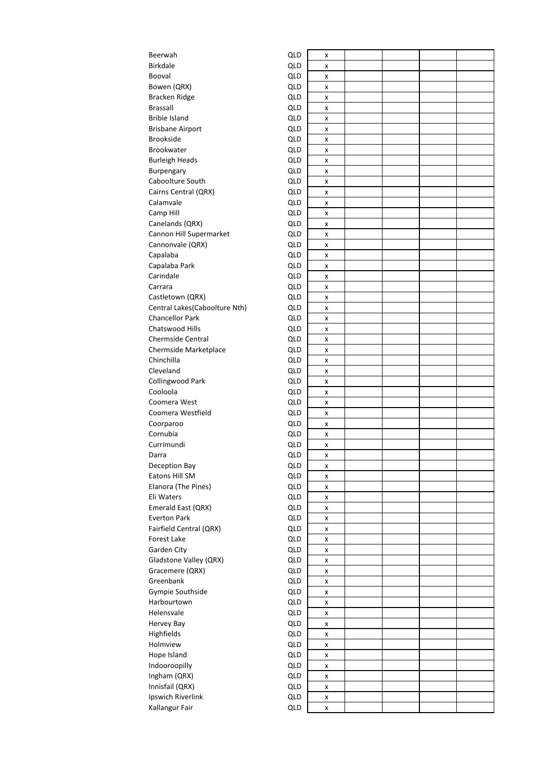| | | | | | | |
|---|---|---|---|---|---|---|
| Beerwah | QLD | x | | | | |
| Birkdale | QLD | x | | | | |
| Booval | QLD | x | | | | |
| Bowen (QRX) | QLD | x | | | | |
| Bracken Ridge | QLD | x | | | | |
| Brassall | QLD | x | | | | |
| Bribie Island | QLD | x | | | | |
| Brisbane Airport | QLD | x | | | | |
| Brookside | QLD | x | | | | |
| Brookwater | QLD | x | | | | |
| Burleigh Heads | QLD | x | | | | |
| Burpengary | QLD | x | | | | |
| Caboolture South | QLD | x | | | | |
| Cairns Central (QRX) | QLD | x | | | | |
| Calamvale | QLD | x | | | | |
| Camp Hill | QLD | x | | | | |
| Canelands (QRX) | QLD | x | | | | |
| Cannon Hill Supermarket | QLD | x | | | | |
| Cannonvale (QRX) | QLD | x | | | | |
| Capalaba | QLD | x | | | | |
| Capalaba Park | QLD | x | | | | |
| Carindale | QLD | x | | | | |
| Carrara | QLD | x | | | | |
| Castletown (QRX) | QLD | x | | | | |
| Central Lakes(Caboolture Nth) | QLD | x | | | | |
| Chancellor Park | QLD | x | | | | |
| Chatswood Hills | QLD | x | | | | |
| Chermside Central | QLD | x | | | | |
| Chermside Marketplace | QLD | x | | | | |
| Chinchilla | QLD | x | | | | |
| Cleveland | QLD | x | | | | |
| Collingwood Park | QLD | x | | | | |
| Cooloola | QLD | x | | | | |
| Coomera West | QLD | x | | | | |
| Coomera Westfield | QLD | x | | | | |
| Coorparoo | QLD | x | | | | |
| Cornubia | QLD | x | | | | |
| Currimundi | QLD | x | | | | |
| Darra | QLD | x | | | | |
| Deception Bay | QLD | x | | | | |
| Eatons Hill SM | QLD | x | | | | |
| Elanora (The Pines) | QLD | x | | | | |
| Eli Waters | QLD | x | | | | |
| Emerald East (QRX) | QLD | x | | | | |
| Everton Park | QLD | x | | | | |
| Fairfield Central (QRX) | QLD | x | | | | |
| Forest Lake | QLD | x | | | | |
| Garden City | QLD | x | | | | |
| Gladstone Valley (QRX) | QLD | x | | | | |
| Gracemere (QRX) | QLD | x | | | | |
| Greenbank | QLD | x | | | | |
| Gympie Southside | QLD | x | | | | |
| Harbourtown | QLD | x | | | | |
| Helensvale | QLD | x | | | | |
| Hervey Bay | QLD | x | | | | |
| Highfields | QLD | x | | | | |
| Holmview | QLD | x | | | | |
| Hope Island | QLD | x | | | | |
| Indooroopilly | QLD | x | | | | |
| Ingham (QRX) | QLD | x | | | | |
| Innisfail (QRX) | QLD | x | | | | |
| Ipswich Riverlink | QLD | x | | | | |
| Kallangur Fair | QLD | x | | | | |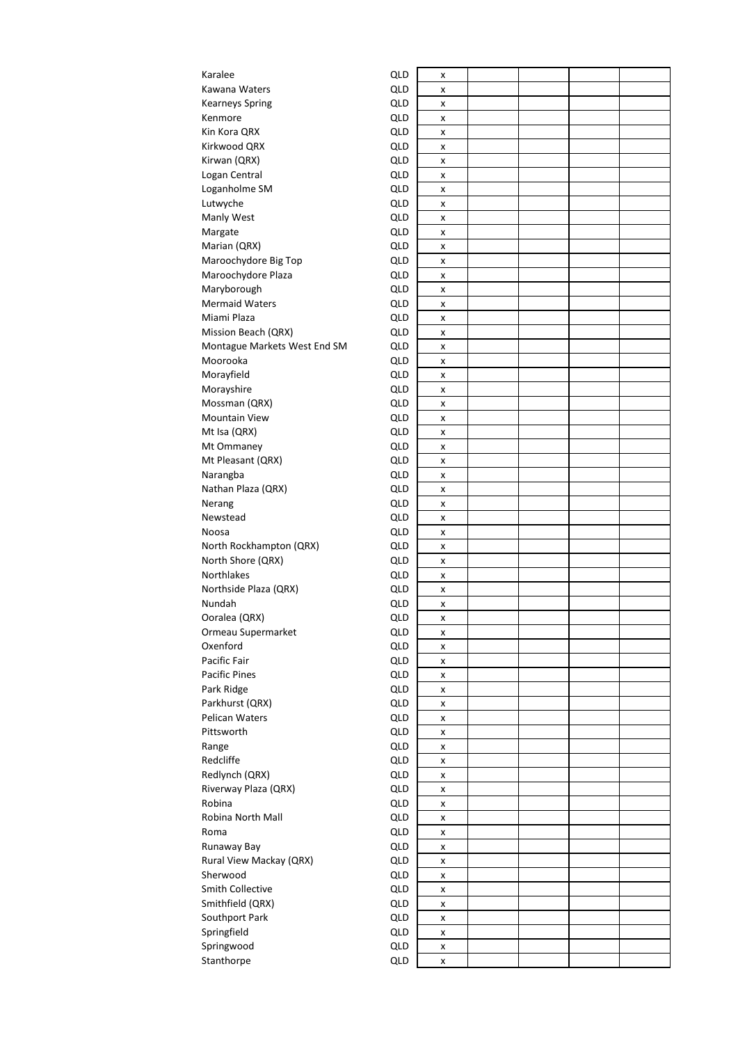| | | | | | | |
|---|---|---|---|---|---|---|
| Karalee | QLD | x | | | | |
| Kawana Waters | QLD | x | | | | |
| Kearneys Spring | QLD | x | | | | |
| Kenmore | QLD | x | | | | |
| Kin Kora QRX | QLD | x | | | | |
| Kirkwood QRX | QLD | x | | | | |
| Kirwan (QRX) | QLD | x | | | | |
| Logan Central | QLD | x | | | | |
| Loganholme SM | QLD | x | | | | |
| Lutwyche | QLD | x | | | | |
| Manly West | QLD | x | | | | |
| Margate | QLD | x | | | | |
| Marian (QRX) | QLD | x | | | | |
| Maroochydore Big Top | QLD | x | | | | |
| Maroochydore Plaza | QLD | x | | | | |
| Maryborough | QLD | x | | | | |
| Mermaid Waters | QLD | x | | | | |
| Miami Plaza | QLD | x | | | | |
| Mission Beach (QRX) | QLD | x | | | | |
| Montague Markets West End SM | QLD | x | | | | |
| Moorooka | QLD | x | | | | |
| Morayfield | QLD | x | | | | |
| Morayshire | QLD | x | | | | |
| Mossman (QRX) | QLD | x | | | | |
| Mountain View | QLD | x | | | | |
| Mt Isa (QRX) | QLD | x | | | | |
| Mt Ommaney | QLD | x | | | | |
| Mt Pleasant (QRX) | QLD | x | | | | |
| Narangba | QLD | x | | | | |
| Nathan Plaza (QRX) | QLD | x | | | | |
| Nerang | QLD | x | | | | |
| Newstead | QLD | x | | | | |
| Noosa | QLD | x | | | | |
| North Rockhampton (QRX) | QLD | x | | | | |
| North Shore (QRX) | QLD | x | | | | |
| Northlakes | QLD | x | | | | |
| Northside Plaza (QRX) | QLD | x | | | | |
| Nundah | QLD | x | | | | |
| Ooralea (QRX) | QLD | x | | | | |
| Ormeau Supermarket | QLD | x | | | | |
| Oxenford | QLD | x | | | | |
| Pacific Fair | QLD | x | | | | |
| Pacific Pines | QLD | x | | | | |
| Park Ridge | QLD | x | | | | |
| Parkhurst (QRX) | QLD | x | | | | |
| Pelican Waters | QLD | x | | | | |
| Pittsworth | QLD | x | | | | |
| Range | QLD | x | | | | |
| Redcliffe | QLD | x | | | | |
| Redlynch (QRX) | QLD | x | | | | |
| Riverway Plaza (QRX) | QLD | x | | | | |
| Robina | QLD | x | | | | |
| Robina North Mall | QLD | x | | | | |
| Roma | QLD | x | | | | |
| Runaway Bay | QLD | x | | | | |
| Rural View Mackay (QRX) | QLD | x | | | | |
| Sherwood | QLD | x | | | | |
| Smith Collective | QLD | x | | | | |
| Smithfield (QRX) | QLD | x | | | | |
| Southport Park | QLD | x | | | | |
| Springfield | QLD | x | | | | |
| Springwood | QLD | x | | | | |
| Stanthorpe | QLD | x | | | | |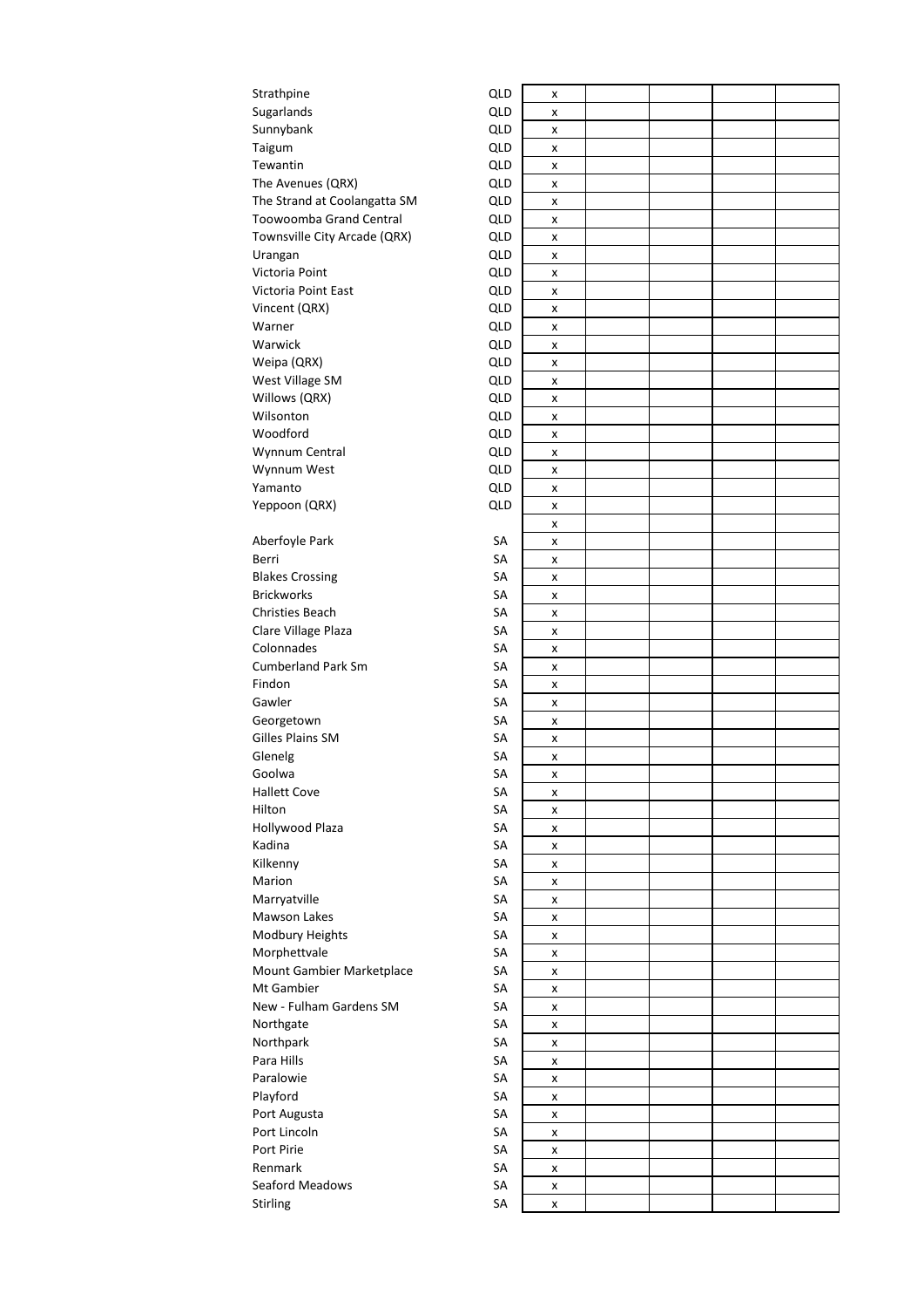| | | | | | | |
|---|---|---|---|---|---|---|
| Strathpine | QLD | x | | | | |
| Sugarlands | QLD | x | | | | |
| Sunnybank | QLD | x | | | | |
| Taigum | QLD | x | | | | |
| Tewantin | QLD | x | | | | |
| The Avenues (QRX) | QLD | x | | | | |
| The Strand at Coolangatta SM | QLD | x | | | | |
| Toowoomba Grand Central | QLD | x | | | | |
| Townsville City Arcade (QRX) | QLD | x | | | | |
| Urangan | QLD | x | | | | |
| Victoria Point | QLD | x | | | | |
| Victoria Point East | QLD | x | | | | |
| Vincent (QRX) | QLD | x | | | | |
| Warner | QLD | x | | | | |
| Warwick | QLD | x | | | | |
| Weipa (QRX) | QLD | x | | | | |
| West Village SM | QLD | x | | | | |
| Willows (QRX) | QLD | x | | | | |
| Wilsonton | QLD | x | | | | |
| Woodford | QLD | x | | | | |
| Wynnum Central | QLD | x | | | | |
| Wynnum West | QLD | x | | | | |
| Yamanto | QLD | x | | | | |
| Yeppoon (QRX) | QLD | x | | | | |
| | | x | | | | |
| Aberfoyle Park | SA | x | | | | |
| Berri | SA | x | | | | |
| Blakes Crossing | SA | x | | | | |
| Brickworks | SA | x | | | | |
| Christies Beach | SA | x | | | | |
| Clare Village Plaza | SA | x | | | | |
| Colonnades | SA | x | | | | |
| Cumberland Park Sm | SA | x | | | | |
| Findon | SA | x | | | | |
| Gawler | SA | x | | | | |
| Georgetown | SA | x | | | | |
| Gilles Plains SM | SA | x | | | | |
| Glenelg | SA | x | | | | |
| Goolwa | SA | x | | | | |
| Hallett Cove | SA | x | | | | |
| Hilton | SA | x | | | | |
| Hollywood Plaza | SA | x | | | | |
| Kadina | SA | x | | | | |
| Kilkenny | SA | x | | | | |
| Marion | SA | x | | | | |
| Marryatville | SA | x | | | | |
| Mawson Lakes | SA | x | | | | |
| Modbury Heights | SA | x | | | | |
| Morphettvale | SA | x | | | | |
| Mount Gambier Marketplace | SA | x | | | | |
| Mt Gambier | SA | x | | | | |
| New - Fulham Gardens SM | SA | x | | | | |
| Northgate | SA | x | | | | |
| Northpark | SA | x | | | | |
| Para Hills | SA | x | | | | |
| Paralowie | SA | x | | | | |
| Playford | SA | x | | | | |
| Port Augusta | SA | x | | | | |
| Port Lincoln | SA | x | | | | |
| Port Pirie | SA | x | | | | |
| Renmark | SA | x | | | | |
| Seaford Meadows | SA | x | | | | |
| Stirling | SA | x | | | | |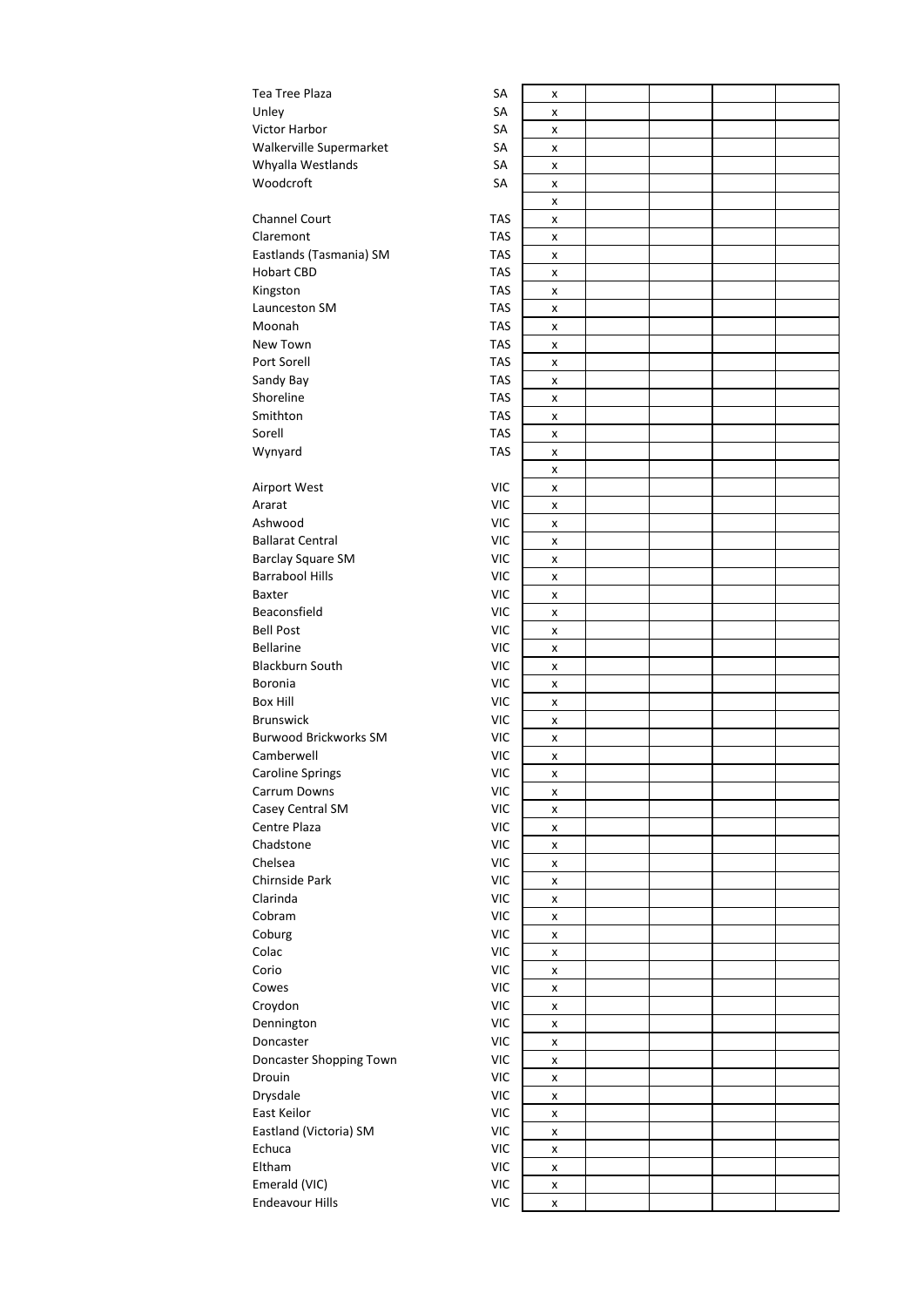| | | | | | | |
|---|---|---|---|---|---|---|
| Tea Tree Plaza | SA | x | | | | |
| Unley | SA | x | | | | |
| Victor Harbor | SA | x | | | | |
| Walkerville Supermarket | SA | x | | | | |
| Whyalla Westlands | SA | x | | | | |
| Woodcroft | SA | x | | | | |
| | | x | | | | |
| Channel Court | TAS | x | | | | |
| Claremont | TAS | x | | | | |
| Eastlands (Tasmania) SM | TAS | x | | | | |
| Hobart CBD | TAS | x | | | | |
| Kingston | TAS | x | | | | |
| Launceston SM | TAS | x | | | | |
| Moonah | TAS | x | | | | |
| New Town | TAS | x | | | | |
| Port Sorell | TAS | x | | | | |
| Sandy Bay | TAS | x | | | | |
| Shoreline | TAS | x | | | | |
| Smithton | TAS | x | | | | |
| Sorell | TAS | x | | | | |
| Wynyard | TAS | x | | | | |
| | | x | | | | |
| Airport West | VIC | x | | | | |
| Ararat | VIC | x | | | | |
| Ashwood | VIC | x | | | | |
| Ballarat Central | VIC | x | | | | |
| Barclay Square SM | VIC | x | | | | |
| Barrabool Hills | VIC | x | | | | |
| Baxter | VIC | x | | | | |
| Beaconsfield | VIC | x | | | | |
| Bell Post | VIC | x | | | | |
| Bellarine | VIC | x | | | | |
| Blackburn South | VIC | x | | | | |
| Boronia | VIC | x | | | | |
| Box Hill | VIC | x | | | | |
| Brunswick | VIC | x | | | | |
| Burwood Brickworks SM | VIC | x | | | | |
| Camberwell | VIC | x | | | | |
| Caroline Springs | VIC | x | | | | |
| Carrum Downs | VIC | x | | | | |
| Casey Central SM | VIC | x | | | | |
| Centre Plaza | VIC | x | | | | |
| Chadstone | VIC | x | | | | |
| Chelsea | VIC | x | | | | |
| Chirnside Park | VIC | x | | | | |
| Clarinda | VIC | x | | | | |
| Cobram | VIC | x | | | | |
| Coburg | VIC | x | | | | |
| Colac | VIC | x | | | | |
| Corio | VIC | x | | | | |
| Cowes | VIC | x | | | | |
| Croydon | VIC | x | | | | |
| Dennington | VIC | x | | | | |
| Doncaster | VIC | x | | | | |
| Doncaster Shopping Town | VIC | x | | | | |
| Drouin | VIC | x | | | | |
| Drysdale | VIC | x | | | | |
| East Keilor | VIC | x | | | | |
| Eastland (Victoria) SM | VIC | x | | | | |
| Echuca | VIC | x | | | | |
| Eltham | VIC | x | | | | |
| Emerald (VIC) | VIC | x | | | | |
| Endeavour Hills | VIC | x | | | | |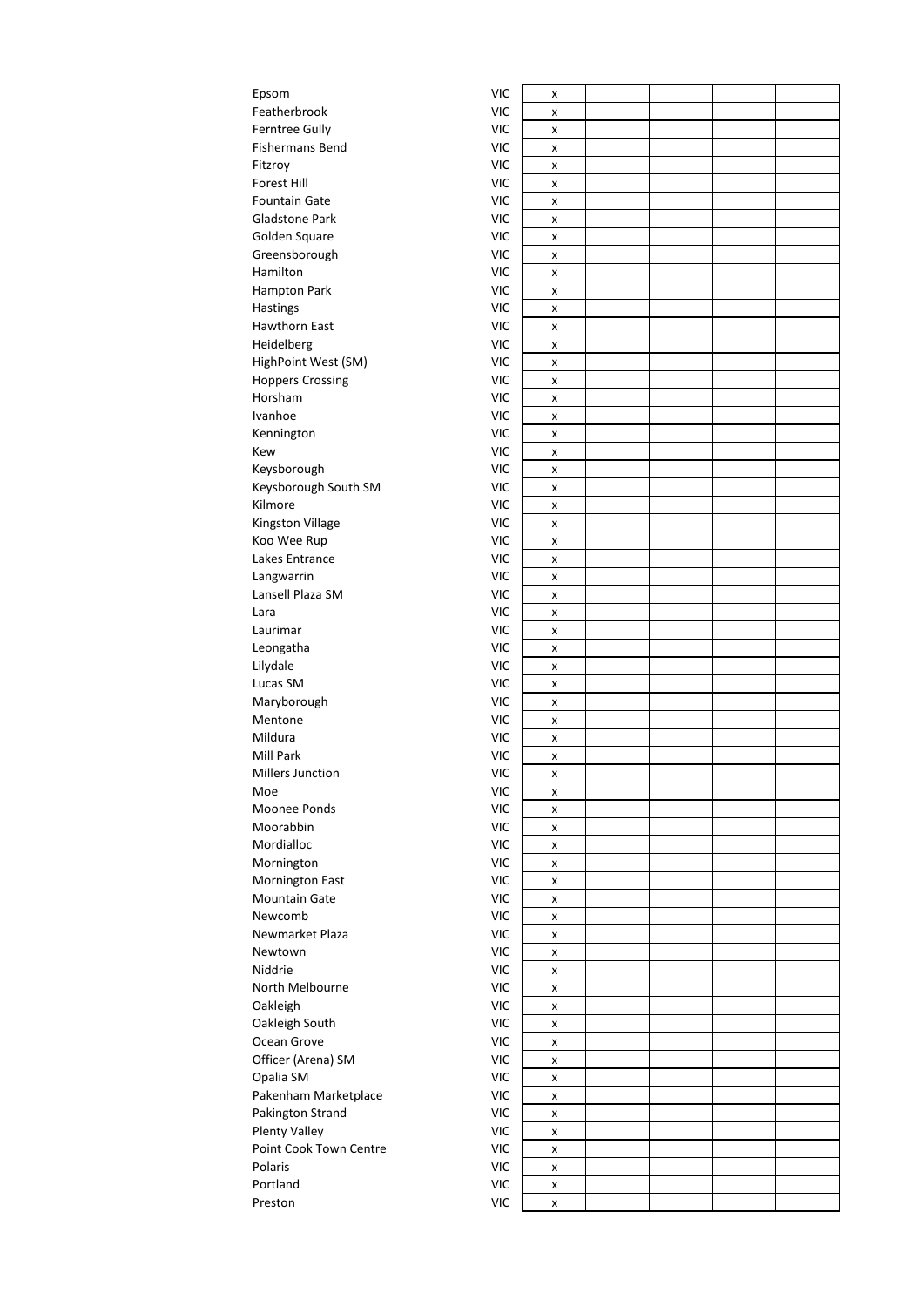| | | | | | | |
|---|---|---|---|---|---|---|
| Epsom | VIC | x | | | | |
| Featherbrook | VIC | x | | | | |
| Ferntree Gully | VIC | x | | | | |
| Fishermans Bend | VIC | x | | | | |
| Fitzroy | VIC | x | | | | |
| Forest Hill | VIC | x | | | | |
| Fountain Gate | VIC | x | | | | |
| Gladstone Park | VIC | x | | | | |
| Golden Square | VIC | x | | | | |
| Greensborough | VIC | x | | | | |
| Hamilton | VIC | x | | | | |
| Hampton Park | VIC | x | | | | |
| Hastings | VIC | x | | | | |
| Hawthorn East | VIC | x | | | | |
| Heidelberg | VIC | x | | | | |
| HighPoint West (SM) | VIC | x | | | | |
| Hoppers Crossing | VIC | x | | | | |
| Horsham | VIC | x | | | | |
| Ivanhoe | VIC | x | | | | |
| Kennington | VIC | x | | | | |
| Kew | VIC | x | | | | |
| Keysborough | VIC | x | | | | |
| Keysborough South SM | VIC | x | | | | |
| Kilmore | VIC | x | | | | |
| Kingston Village | VIC | x | | | | |
| Koo Wee Rup | VIC | x | | | | |
| Lakes Entrance | VIC | x | | | | |
| Langwarrin | VIC | x | | | | |
| Lansell Plaza SM | VIC | x | | | | |
| Lara | VIC | x | | | | |
| Laurimar | VIC | x | | | | |
| Leongatha | VIC | x | | | | |
| Lilydale | VIC | x | | | | |
| Lucas SM | VIC | x | | | | |
| Maryborough | VIC | x | | | | |
| Mentone | VIC | x | | | | |
| Mildura | VIC | x | | | | |
| Mill Park | VIC | x | | | | |
| Millers Junction | VIC | x | | | | |
| Moe | VIC | x | | | | |
| Moonee Ponds | VIC | x | | | | |
| Moorabbin | VIC | x | | | | |
| Mordialloc | VIC | x | | | | |
| Mornington | VIC | x | | | | |
| Mornington East | VIC | x | | | | |
| Mountain Gate | VIC | x | | | | |
| Newcomb | VIC | x | | | | |
| Newmarket Plaza | VIC | x | | | | |
| Newtown | VIC | x | | | | |
| Niddrie | VIC | x | | | | |
| North Melbourne | VIC | x | | | | |
| Oakleigh | VIC | x | | | | |
| Oakleigh South | VIC | x | | | | |
| Ocean Grove | VIC | x | | | | |
| Officer (Arena) SM | VIC | x | | | | |
| Opalia SM | VIC | x | | | | |
| Pakenham Marketplace | VIC | x | | | | |
| Pakington Strand | VIC | x | | | | |
| Plenty Valley | VIC | x | | | | |
| Point Cook Town Centre | VIC | x | | | | |
| Polaris | VIC | x | | | | |
| Portland | VIC | x | | | | |
| Preston | VIC | x | | | | |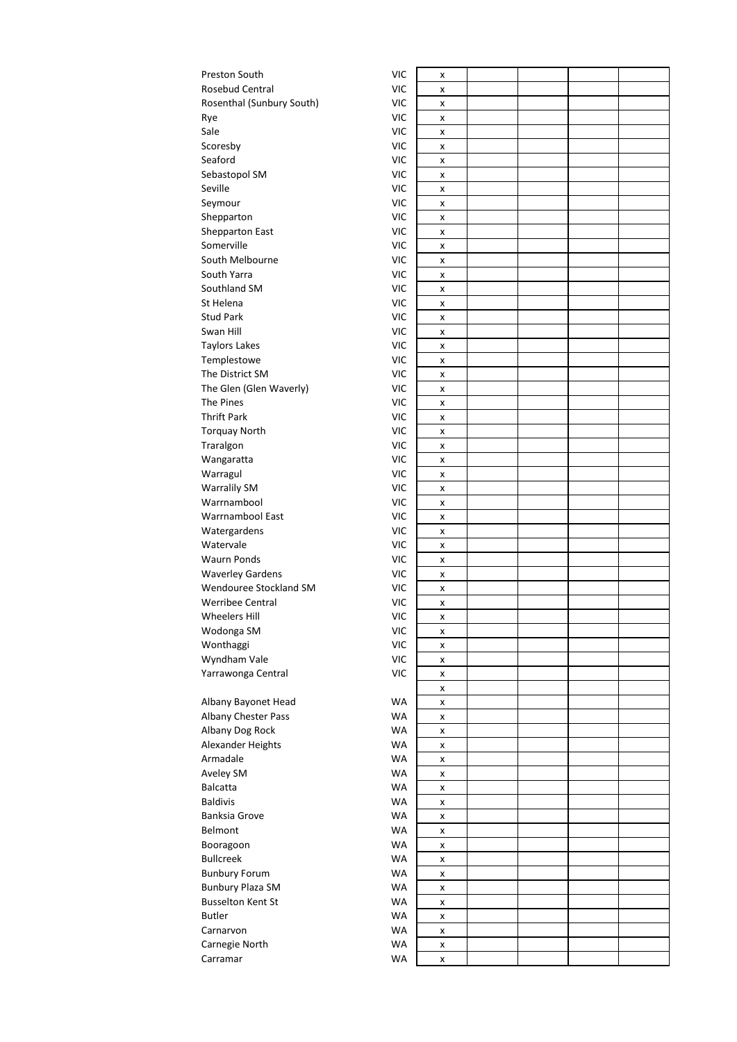| | | | | | | |
|---|---|---|---|---|---|---|
| Preston South | VIC | x | | | | |
| Rosebud Central | VIC | x | | | | |
| Rosenthal (Sunbury South) | VIC | x | | | | |
| Rye | VIC | x | | | | |
| Sale | VIC | x | | | | |
| Scoresby | VIC | x | | | | |
| Seaford | VIC | x | | | | |
| Sebastopol SM | VIC | x | | | | |
| Seville | VIC | x | | | | |
| Seymour | VIC | x | | | | |
| Shepparton | VIC | x | | | | |
| Shepparton East | VIC | x | | | | |
| Somerville | VIC | x | | | | |
| South Melbourne | VIC | x | | | | |
| South Yarra | VIC | x | | | | |
| Southland SM | VIC | x | | | | |
| St Helena | VIC | x | | | | |
| Stud Park | VIC | x | | | | |
| Swan Hill | VIC | x | | | | |
| Taylors Lakes | VIC | x | | | | |
| Templestowe | VIC | x | | | | |
| The District SM | VIC | x | | | | |
| The Glen (Glen Waverly) | VIC | x | | | | |
| The Pines | VIC | x | | | | |
| Thrift Park | VIC | x | | | | |
| Torquay North | VIC | x | | | | |
| Traralgon | VIC | x | | | | |
| Wangaratta | VIC | x | | | | |
| Warragul | VIC | x | | | | |
| Warralily SM | VIC | x | | | | |
| Warrnambool | VIC | x | | | | |
| Warrnambool East | VIC | x | | | | |
| Watergardens | VIC | x | | | | |
| Watervale | VIC | x | | | | |
| Waurn Ponds | VIC | x | | | | |
| Waverley Gardens | VIC | x | | | | |
| Wendouree Stockland SM | VIC | x | | | | |
| Werribee Central | VIC | x | | | | |
| Wheelers Hill | VIC | x | | | | |
| Wodonga SM | VIC | x | | | | |
| Wonthaggi | VIC | x | | | | |
| Wyndham Vale | VIC | x | | | | |
| Yarrawonga Central | VIC | x | | | | |
| | | x | | | | |
| Albany Bayonet Head | WA | x | | | | |
| Albany Chester Pass | WA | x | | | | |
| Albany Dog Rock | WA | x | | | | |
| Alexander Heights | WA | x | | | | |
| Armadale | WA | x | | | | |
| Aveley SM | WA | x | | | | |
| Balcatta | WA | x | | | | |
| Baldivis | WA | x | | | | |
| Banksia Grove | WA | x | | | | |
| Belmont | WA | x | | | | |
| Booragoon | WA | x | | | | |
| Bullcreek | WA | x | | | | |
| Bunbury Forum | WA | x | | | | |
| Bunbury Plaza SM | WA | x | | | | |
| Busselton Kent St | WA | x | | | | |
| Butler | WA | x | | | | |
| Carnarvon | WA | x | | | | |
| Carnegie North | WA | x | | | | |
| Carramar | WA | x | | | | |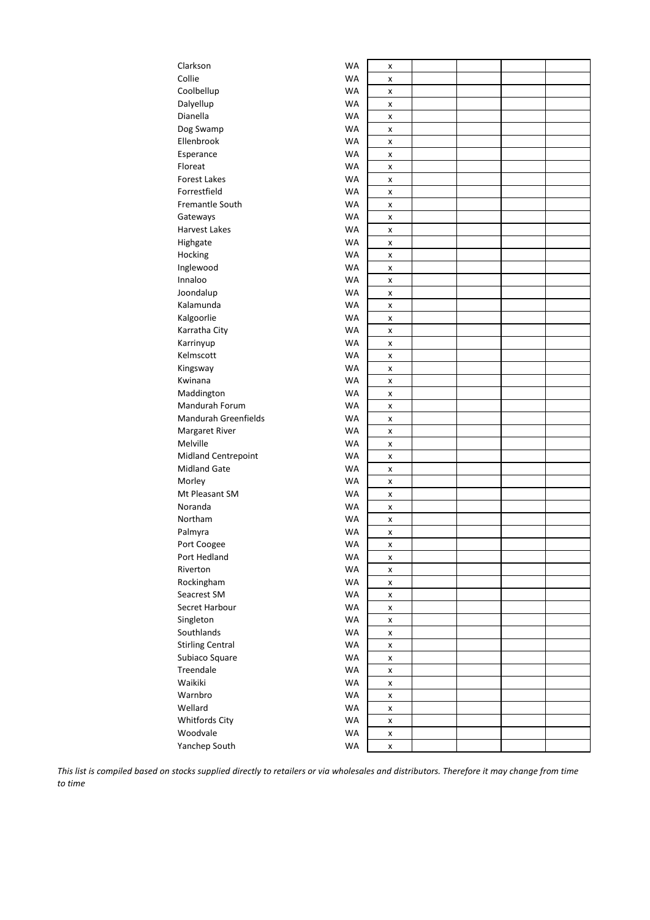| | | | | | | |
|---|---|---|---|---|---|---|
| Clarkson | WA | x | | | | |
| Collie | WA | x | | | | |
| Coolbellup | WA | x | | | | |
| Dalyellup | WA | x | | | | |
| Dianella | WA | x | | | | |
| Dog Swamp | WA | x | | | | |
| Ellenbrook | WA | x | | | | |
| Esperance | WA | x | | | | |
| Floreat | WA | x | | | | |
| Forest Lakes | WA | x | | | | |
| Forrestfield | WA | x | | | | |
| Fremantle South | WA | x | | | | |
| Gateways | WA | x | | | | |
| Harvest Lakes | WA | x | | | | |
| Highgate | WA | x | | | | |
| Hocking | WA | x | | | | |
| Inglewood | WA | x | | | | |
| Innaloo | WA | x | | | | |
| Joondalup | WA | x | | | | |
| Kalamunda | WA | x | | | | |
| Kalgoorlie | WA | x | | | | |
| Karratha City | WA | x | | | | |
| Karrinyup | WA | x | | | | |
| Kelmscott | WA | x | | | | |
| Kingsway | WA | x | | | | |
| Kwinana | WA | x | | | | |
| Maddington | WA | x | | | | |
| Mandurah Forum | WA | x | | | | |
| Mandurah Greenfields | WA | x | | | | |
| Margaret River | WA | x | | | | |
| Melville | WA | x | | | | |
| Midland Centrepoint | WA | x | | | | |
| Midland Gate | WA | x | | | | |
| Morley | WA | x | | | | |
| Mt Pleasant SM | WA | x | | | | |
| Noranda | WA | x | | | | |
| Northam | WA | x | | | | |
| Palmyra | WA | x | | | | |
| Port Coogee | WA | x | | | | |
| Port Hedland | WA | x | | | | |
| Riverton | WA | x | | | | |
| Rockingham | WA | x | | | | |
| Seacrest SM | WA | x | | | | |
| Secret Harbour | WA | x | | | | |
| Singleton | WA | x | | | | |
| Southlands | WA | x | | | | |
| Stirling Central | WA | x | | | | |
| Subiaco Square | WA | x | | | | |
| Treendale | WA | x | | | | |
| Waikiki | WA | x | | | | |
| Warnbro | WA | x | | | | |
| Wellard | WA | x | | | | |
| Whitfords City | WA | x | | | | |
| Woodvale | WA | x | | | | |
| Yanchep South | WA | x | | | | |

*This list is compiled based on stocks supplied directly to retailers or via wholesales and distributors. Therefore it may change from time to time*